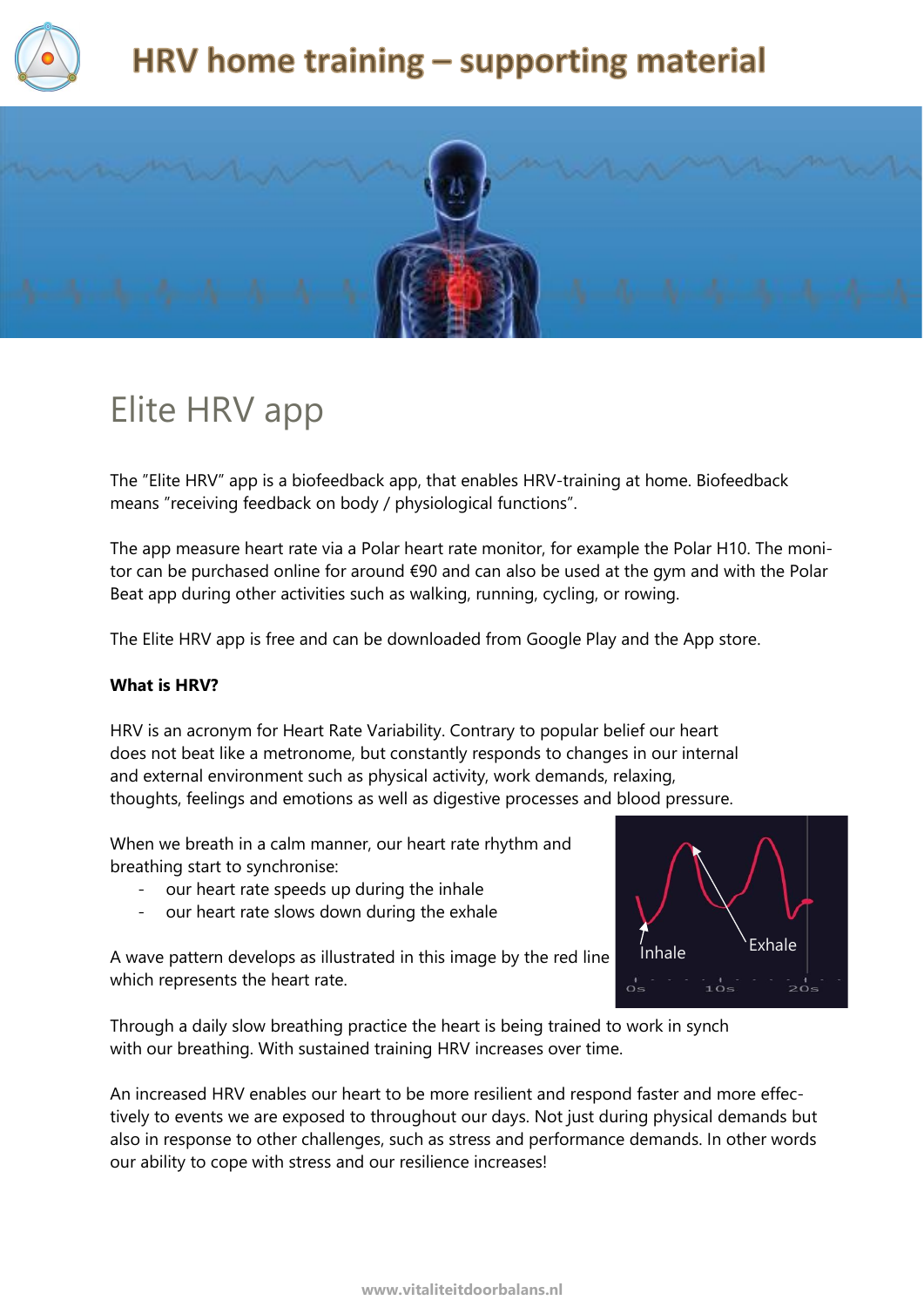# HRV home training – supporting material

## Elite HRV app

The "Elite HRV" app is a biofeedback app, that enables HRV-training at home. Biofeedback means "receiving feedback on body / physiological functions".

The app measure heart rate via a Polar heart rate monitor, for example the Polar H10. The monitor can be purchased online for around €90 and can also be used at the gym and with the Polar Beat app during other activities such as walking, running, cycling, or rowing.

The Elite HRV app is free and can be downloaded from Google Play and the App store.

**What is HRV?**

HRV is an acronym for Heart Rate Variability. Contrary to popular belief our heart does not beat like a metronome, but constantly responds to changes in our internal and external environment such as physical activity, work demands, relaxing, thoughts, feelings and emotions as well as digestive processes and blood pressure.

When we breath in a calm manner, our heart rate rhythm and breathing start to synchronise:

- our heart rate speeds up during the inhale
- our heart rate slows down during the exhale

A wave pattern develops as illustrated in this image by the red line which represents the heart rate.

Through a daily slow breathing practice the heart is being trained to work in synch with our breathing. With sustained training HRV increases over time.

An increased HRV enables our heart to be more resilient and respond faster and more effectively to events we are exposed to throughout our days. Not just during physical demands but also in response to other challenges, such as stress and performance demands. In other words our ability to cope with stress and our resilience increases!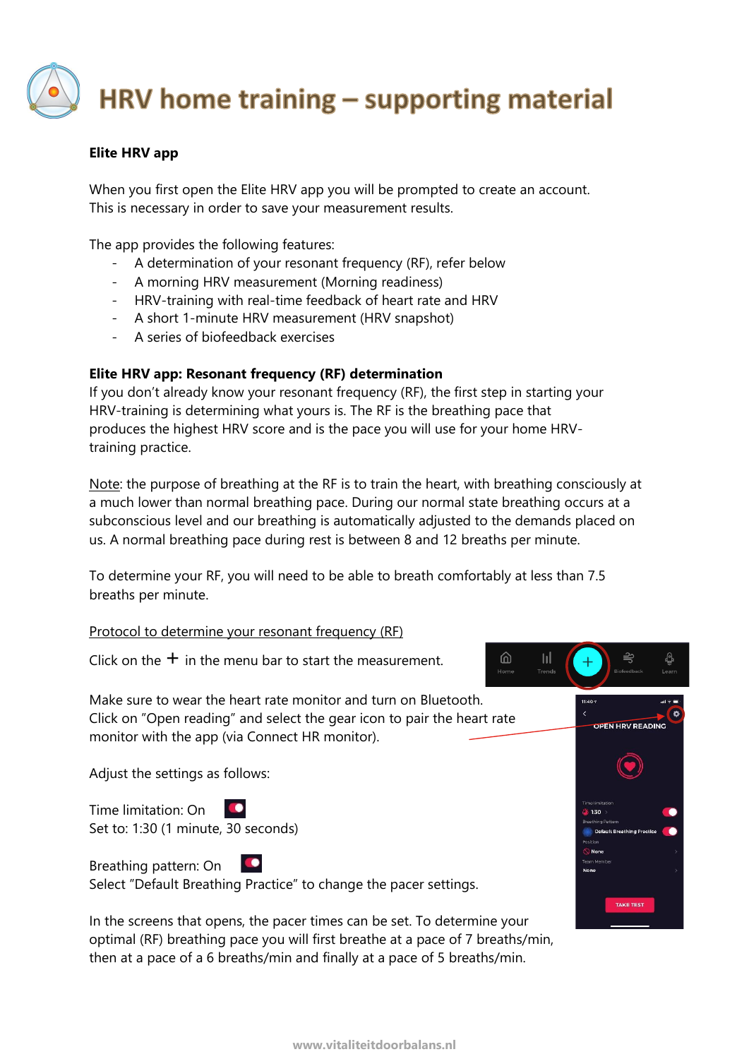# HRV home training – supporting material

**Elite HRV app**

When you first open the Elite HRV app you will be prompted to create an account.
This is necessary in order to save your measurement results.

The app provides the following features:

- A determination of your resonant frequency (RF), refer below
- A morning HRV measurement (Morning readiness)
- HRV-training with real-time feedback of heart rate and HRV
- A short 1-minute HRV measurement (HRV snapshot)
- A series of biofeedback exercises

**Elite HRV app: Resonant frequency (RF) determination**

If you don't already know your resonant frequency (RF), the first step in starting your HRV-training is determining what yours is. The RF is the breathing pace that produces the highest HRV score and is the pace you will use for your home HRV-training practice.

Note: the purpose of breathing at the RF is to train the heart, with breathing consciously at a much lower than normal breathing pace. During our normal state breathing occurs at a subconscious level and our breathing is automatically adjusted to the demands placed on us. A normal breathing pace during rest is between 8 and 12 breaths per minute.

To determine your RF, you will need to be able to breath comfortably at less than 7.5 breaths per minute.

Protocol to determine your resonant frequency (RF)

Click on the + in the menu bar to start the measurement.

Make sure to wear the heart rate monitor and turn on Bluetooth.
Click on "Open reading" and select the gear icon to pair the heart rate monitor with the app (via Connect HR monitor).

Adjust the settings as follows:

Time limitation: On
Set to: 1:30 (1 minute, 30 seconds)

Breathing pattern: On
Select "Default Breathing Practice" to change the pacer settings.

In the screens that opens, the pacer times can be set. To determine your optimal (RF) breathing pace you will first breathe at a pace of 7 breaths/min, then at a pace of a 6 breaths/min and finally at a pace of 5 breaths/min.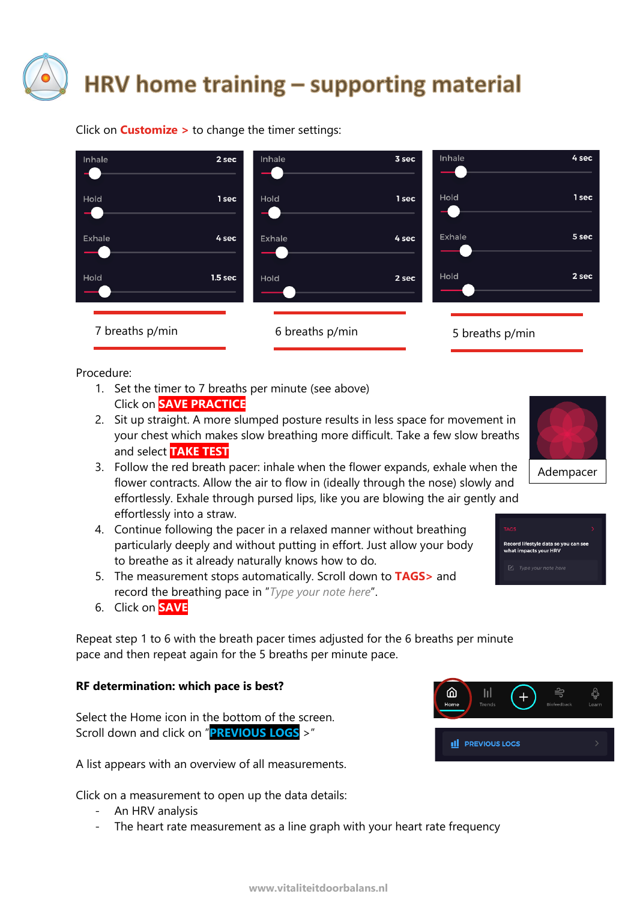# HRV home training – supporting material

Click on **Customize >** to change the timer settings:

| Inhale | 2 sec | Inhale | 3 sec | Inhale | 4 sec |
|---|---|---|---|---|---|
| Hold | 1 sec | Hold | 1 sec | Hold | 1 sec |
| Exhale | 4 sec | Exhale | 4 sec | Exhale | 5 sec |
| Hold | 1.5 sec | Hold | 2 sec | Hold | 2 sec |
| 7 breaths p/min | | 6 breaths p/min | | 5 breaths p/min | |

Procedure:

1. Set the timer to 7 breaths per minute (see above)
   Click on **SAVE PRACTICE**
2. Sit up straight. A more slumped posture results in less space for movement in your chest which makes slow breathing more difficult. Take a few slow breaths and select **TAKE TEST**
3. Follow the red breath pacer: inhale when the flower expands, exhale when the flower contracts. Allow the air to flow in (ideally through the nose) slowly and effortlessly. Exhale through pursed lips, like you are blowing the air gently and effortlessly into a straw.
4. Continue following the pacer in a relaxed manner without breathing particularly deeply and without putting in effort. Just allow your body to breathe as it already naturally knows how to do.
5. The measurement stops automatically. Scroll down to **TAGS>** and record the breathing pace in "*Type your note here*".
6. Click on **SAVE**

Adempacer

TAGS
Record lifestyle data so you can see what impacts your HRV
Type your note here

Repeat step 1 to 6 with the breath pacer times adjusted for the 6 breaths per minute pace and then repeat again for the 5 breaths per minute pace.

**RF determination: which pace is best?**

Select the Home icon in the bottom of the screen.
Scroll down and click on "**PREVIOUS LOGS** >"

Home Trends Biofeedback Learn

PREVIOUS LOGS

A list appears with an overview of all measurements.

Click on a measurement to open up the data details:

- An HRV analysis
- The heart rate measurement as a line graph with your heart rate frequency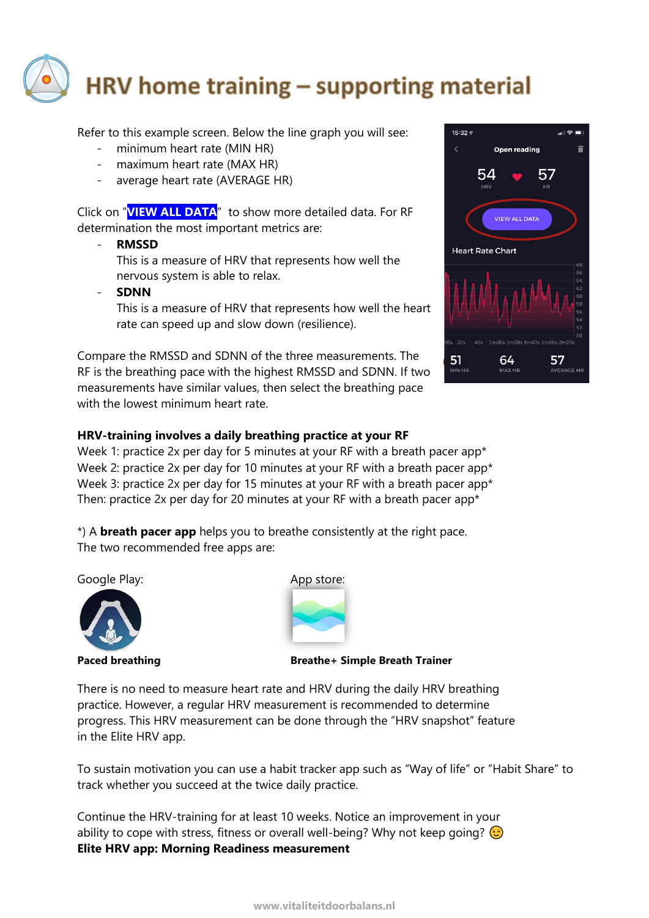# HRV home training – supporting material

Refer to this example screen. Below the line graph you will see:

- minimum heart rate (MIN HR)
- maximum heart rate (MAX HR)
- average heart rate (AVERAGE HR)

Click on "**VIEW ALL DATA**" to show more detailed data. For RF determination the most important metrics are:

- **RMSSD**
  This is a measure of HRV that represents how well the nervous system is able to relax.
- **SDNN**
  This is a measure of HRV that represents how well the heart rate can speed up and slow down (resilience).

Compare the RMSSD and SDNN of the three measurements. The RF is the breathing pace with the highest RMSSD and SDNN. If two measurements have similar values, then select the breathing pace with the lowest minimum heart rate.

**HRV-training involves a daily breathing practice at your RF**

Week 1: practice 2x per day for 5 minutes at your RF with a breath pacer app*
Week 2: practice 2x per day for 10 minutes at your RF with a breath pacer app*
Week 3: practice 2x per day for 15 minutes at your RF with a breath pacer app*
Then: practice 2x per day for 20 minutes at your RF with a breath pacer app*

*) A **breath pacer app** helps you to breathe consistently at the right pace.
The two recommended free apps are:

Google Play: **Paced breathing**

App store: **Breathe+ Simple Breath Trainer**

There is no need to measure heart rate and HRV during the daily HRV breathing practice. However, a regular HRV measurement is recommended to determine progress. This HRV measurement can be done through the "HRV snapshot" feature in the Elite HRV app.

To sustain motivation you can use a habit tracker app such as "Way of life" or "Habit Share" to track whether you succeed at the twice daily practice.

Continue the HRV-training for at least 10 weeks. Notice an improvement in your ability to cope with stress, fitness or overall well-being? Why not keep going? 😉

**Elite HRV app: Morning Readiness measurement**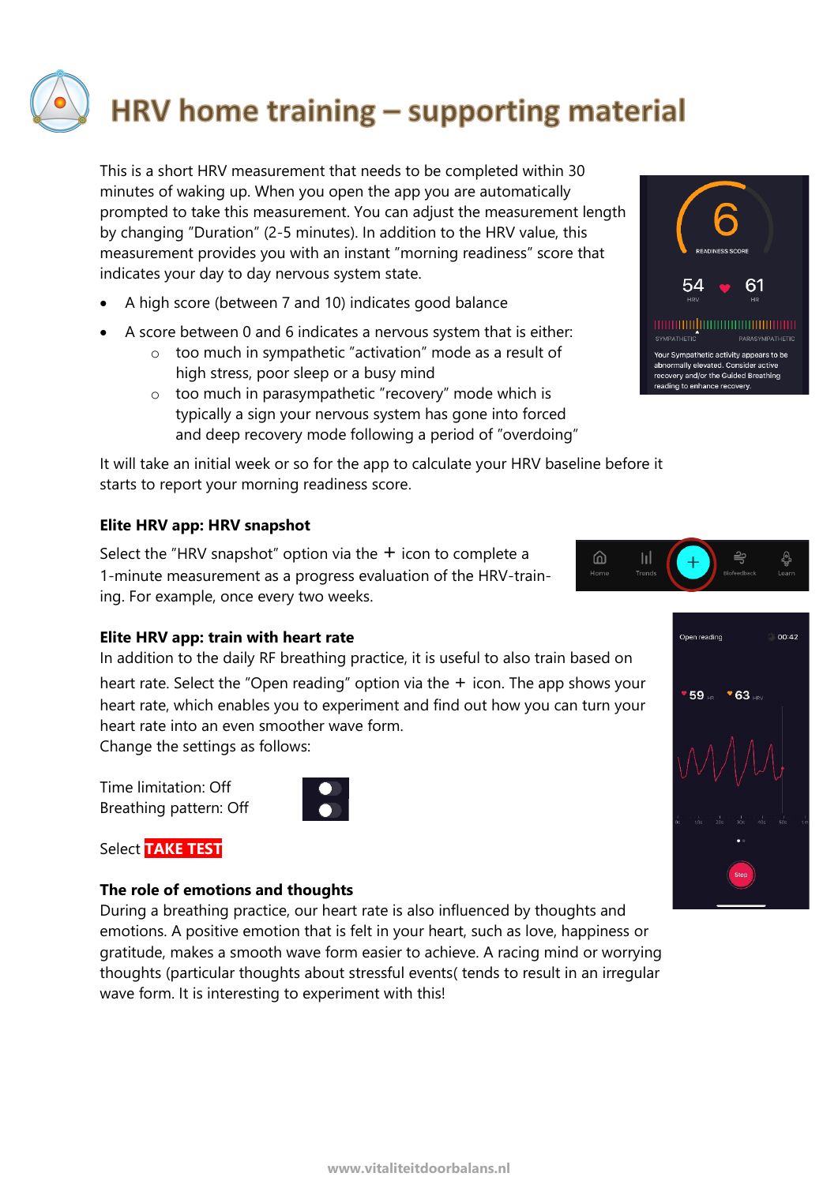# HRV home training – supporting material

This is a short HRV measurement that needs to be completed within 30 minutes of waking up. When you open the app you are automatically prompted to take this measurement. You can adjust the measurement length by changing ”Duration” (2-5 minutes). In addition to the HRV value, this measurement provides you with an instant ”morning readiness” score that indicates your day to day nervous system state.

- A high score (between 7 and 10) indicates good balance
- A score between 0 and 6 indicates a nervous system that is either:
  - too much in sympathetic ”activation” mode as a result of high stress, poor sleep or a busy mind
  - too much in parasympathetic ”recovery” mode which is typically a sign your nervous system has gone into forced and deep recovery mode following a period of ”overdoing”

It will take an initial week or so for the app to calculate your HRV baseline before it starts to report your morning readiness score.

**Elite HRV app: HRV snapshot**

Select the ”HRV snapshot” option via the + icon to complete a 1-minute measurement as a progress evaluation of the HRV-training. For example, once every two weeks.

**Elite HRV app: train with heart rate**

In addition to the daily RF breathing practice, it is useful to also train based on heart rate. Select the ”Open reading” option via the + icon. The app shows your heart rate, which enables you to experiment and find out how you can turn your heart rate into an even smoother wave form.
Change the settings as follows:

Time limitation: Off
Breathing pattern: Off

Select **TAKE TEST**

**The role of emotions and thoughts**

During a breathing practice, our heart rate is also influenced by thoughts and emotions. A positive emotion that is felt in your heart, such as love, happiness or gratitude, makes a smooth wave form easier to achieve. A racing mind or worrying thoughts (particular thoughts about stressful events( tends to result in an irregular wave form. It is interesting to experiment with this!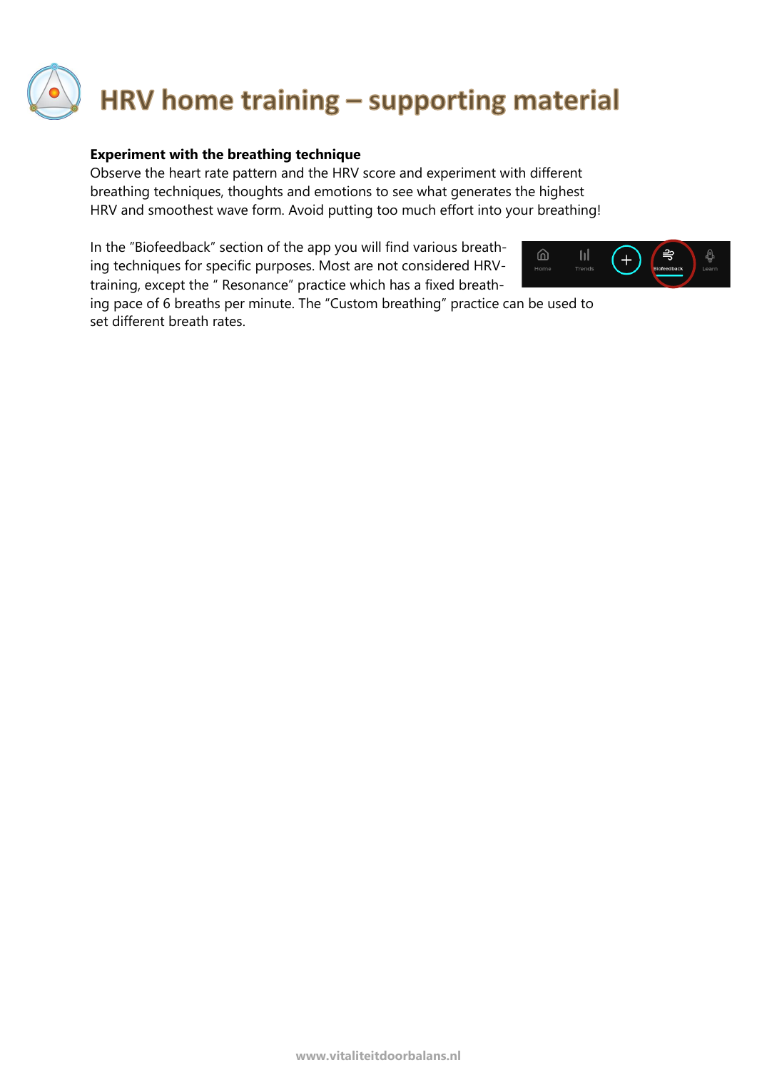# HRV home training – supporting material

**Experiment with the breathing technique**
Observe the heart rate pattern and the HRV score and experiment with different breathing techniques, thoughts and emotions to see what generates the highest HRV and smoothest wave form. Avoid putting too much effort into your breathing!

In the "Biofeedback" section of the app you will find various breathing techniques for specific purposes. Most are not considered HRV-training, except the " Resonance" practice which has a fixed breathing pace of 6 breaths per minute. The "Custom breathing" practice can be used to set different breath rates.